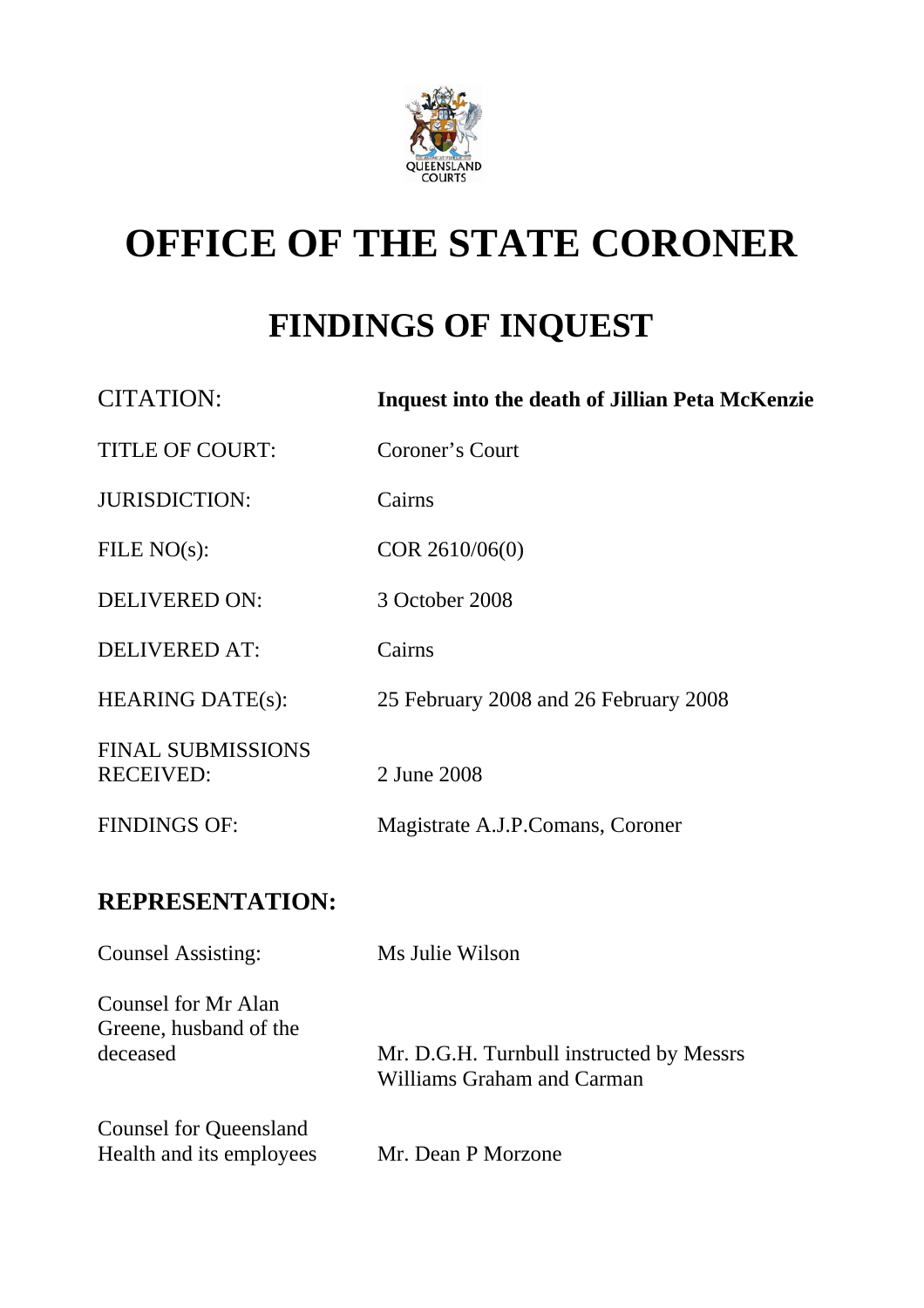QUEENSLAND COURTS

# OFFICE OF THE STATE CORONER

## FINDINGS OF INQUEST

| | |
|---|---|
| CITATION: | **Inquest into the death of Jillian Peta McKenzie** |
| TITLE OF COURT: | Coroner's Court |
| JURISDICTION: | Cairns |
| FILE NO(s): | COR 2610/06(0) |
| DELIVERED ON: | 3 October 2008 |
| DELIVERED AT: | Cairns |
| HEARING DATE(s): | 25 February 2008 and 26 February 2008 |
| FINAL SUBMISSIONS RECEIVED: | 2 June 2008 |
| FINDINGS OF: | Magistrate A.J.P.Comans, Coroner |

### REPRESENTATION:

| | |
|---|---|
| Counsel Assisting: | Ms Julie Wilson |
| Counsel for Mr Alan Greene, husband of the deceased | Mr. D.G.H. Turnbull instructed by Messrs Williams Graham and Carman |
| Counsel for Queensland Health and its employees | Mr. Dean P Morzone |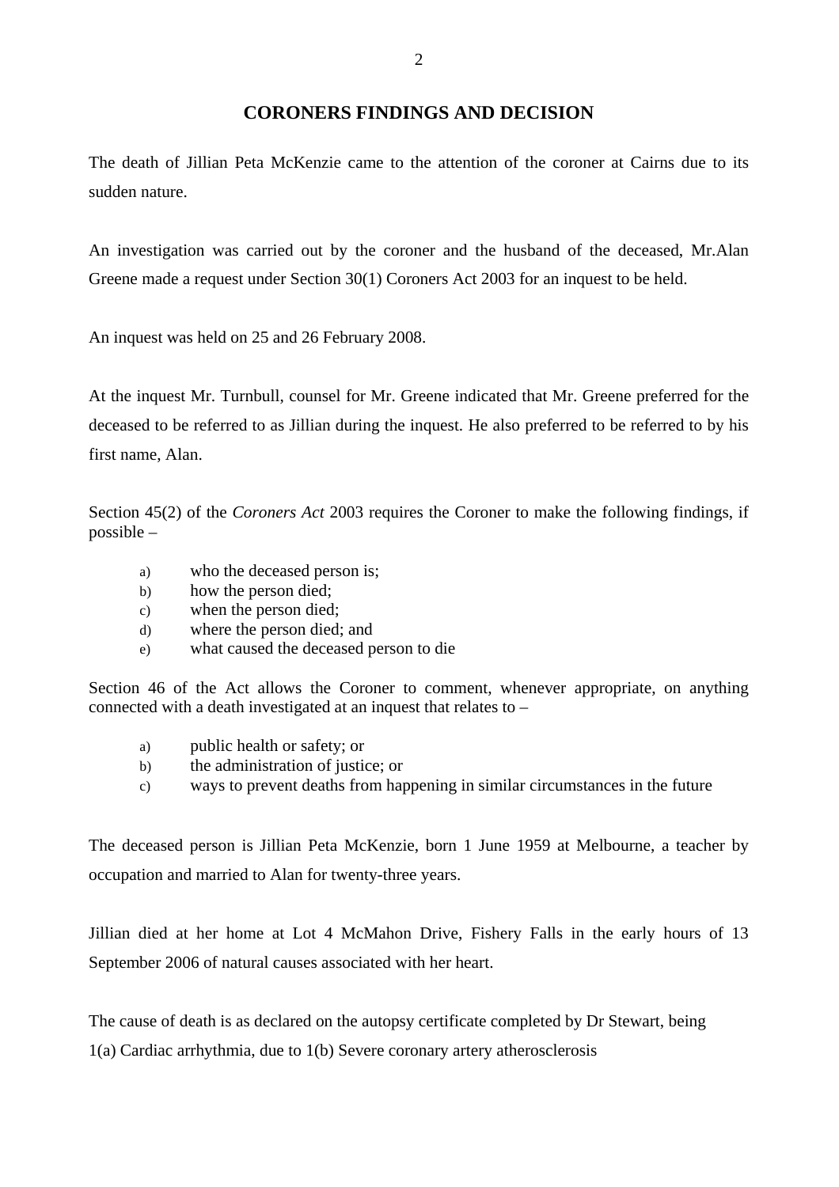# CORONERS FINDINGS AND DECISION

The death of Jillian Peta McKenzie came to the attention of the coroner at Cairns due to its sudden nature.

An investigation was carried out by the coroner and the husband of the deceased, Mr.Alan Greene made a request under Section 30(1) Coroners Act 2003 for an inquest to be held.

An inquest was held on 25 and 26 February 2008.

At the inquest Mr. Turnbull, counsel for Mr. Greene indicated that Mr. Greene preferred for the deceased to be referred to as Jillian during the inquest. He also preferred to be referred to by his first name, Alan.

Section 45(2) of the *Coroners Act* 2003 requires the Coroner to make the following findings, if possible –

a) who the deceased person is;
b) how the person died;
c) when the person died;
d) where the person died; and
e) what caused the deceased person to die

Section 46 of the Act allows the Coroner to comment, whenever appropriate, on anything connected with a death investigated at an inquest that relates to –

a) public health or safety; or
b) the administration of justice; or
c) ways to prevent deaths from happening in similar circumstances in the future

The deceased person is Jillian Peta McKenzie, born 1 June 1959 at Melbourne, a teacher by occupation and married to Alan for twenty-three years.

Jillian died at her home at Lot 4 McMahon Drive, Fishery Falls in the early hours of 13 September 2006 of natural causes associated with her heart.

The cause of death is as declared on the autopsy certificate completed by Dr Stewart, being
1(a) Cardiac arrhythmia, due to 1(b) Severe coronary artery atherosclerosis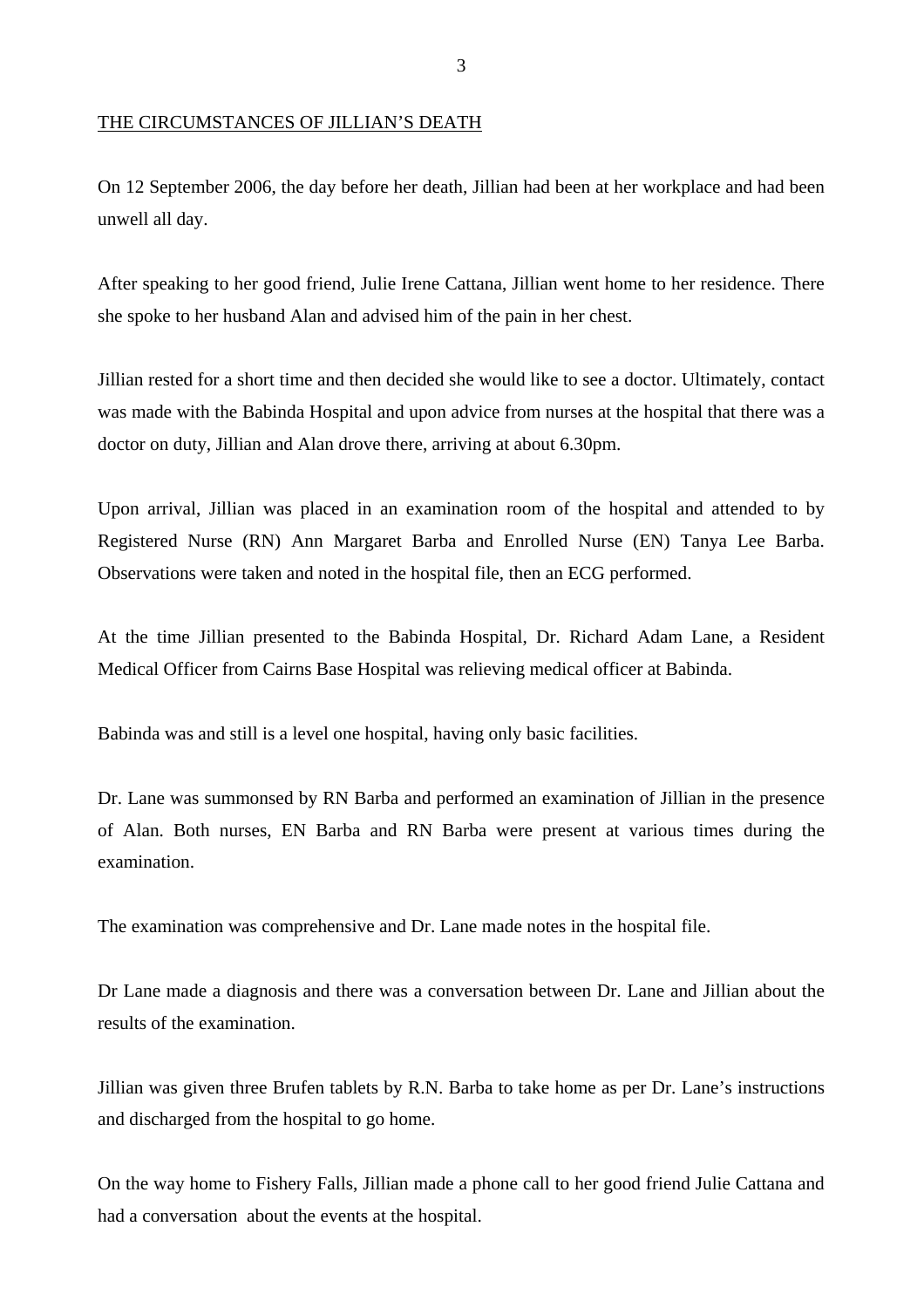## THE CIRCUMSTANCES OF JILLIAN'S DEATH

On 12 September 2006, the day before her death, Jillian had been at her workplace and had been unwell all day.

After speaking to her good friend, Julie Irene Cattana, Jillian went home to her residence. There she spoke to her husband Alan and advised him of the pain in her chest.

Jillian rested for a short time and then decided she would like to see a doctor. Ultimately, contact was made with the Babinda Hospital and upon advice from nurses at the hospital that there was a doctor on duty, Jillian and Alan drove there, arriving at about 6.30pm.

Upon arrival, Jillian was placed in an examination room of the hospital and attended to by Registered Nurse (RN) Ann Margaret Barba and Enrolled Nurse (EN) Tanya Lee Barba. Observations were taken and noted in the hospital file, then an ECG performed.

At the time Jillian presented to the Babinda Hospital, Dr. Richard Adam Lane, a Resident Medical Officer from Cairns Base Hospital was relieving medical officer at Babinda.

Babinda was and still is a level one hospital, having only basic facilities.

Dr. Lane was summonsed by RN Barba and performed an examination of Jillian in the presence of Alan. Both nurses, EN Barba and RN Barba were present at various times during the examination.

The examination was comprehensive and Dr. Lane made notes in the hospital file.

Dr Lane made a diagnosis and there was a conversation between Dr. Lane and Jillian about the results of the examination.

Jillian was given three Brufen tablets by R.N. Barba to take home as per Dr. Lane's instructions and discharged from the hospital to go home.

On the way home to Fishery Falls, Jillian made a phone call to her good friend Julie Cattana and had a conversation about the events at the hospital.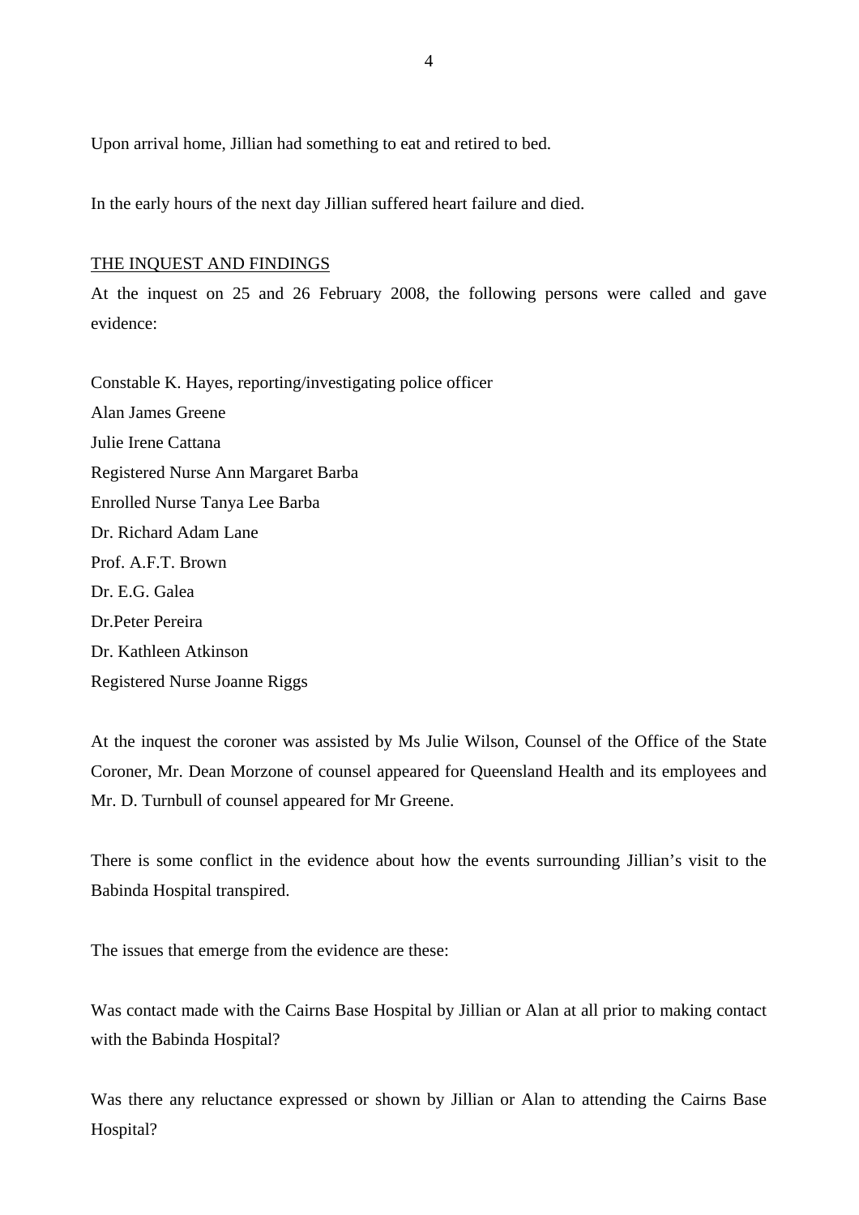Upon arrival home, Jillian had something to eat and retired to bed.

In the early hours of the next day Jillian suffered heart failure and died.

## THE INQUEST AND FINDINGS

At the inquest on 25 and 26 February 2008, the following persons were called and gave evidence:

Constable K. Hayes, reporting/investigating police officer  
Alan James Greene  
Julie Irene Cattana  
Registered Nurse Ann Margaret Barba  
Enrolled Nurse Tanya Lee Barba  
Dr. Richard Adam Lane  
Prof. A.F.T. Brown  
Dr. E.G. Galea  
Dr.Peter Pereira  
Dr. Kathleen Atkinson  
Registered Nurse Joanne Riggs

At the inquest the coroner was assisted by Ms Julie Wilson, Counsel of the Office of the State Coroner, Mr. Dean Morzone of counsel appeared for Queensland Health and its employees and Mr. D. Turnbull of counsel appeared for Mr Greene.

There is some conflict in the evidence about how the events surrounding Jillian's visit to the Babinda Hospital transpired.

The issues that emerge from the evidence are these:

Was contact made with the Cairns Base Hospital by Jillian or Alan at all prior to making contact with the Babinda Hospital?

Was there any reluctance expressed or shown by Jillian or Alan to attending the Cairns Base Hospital?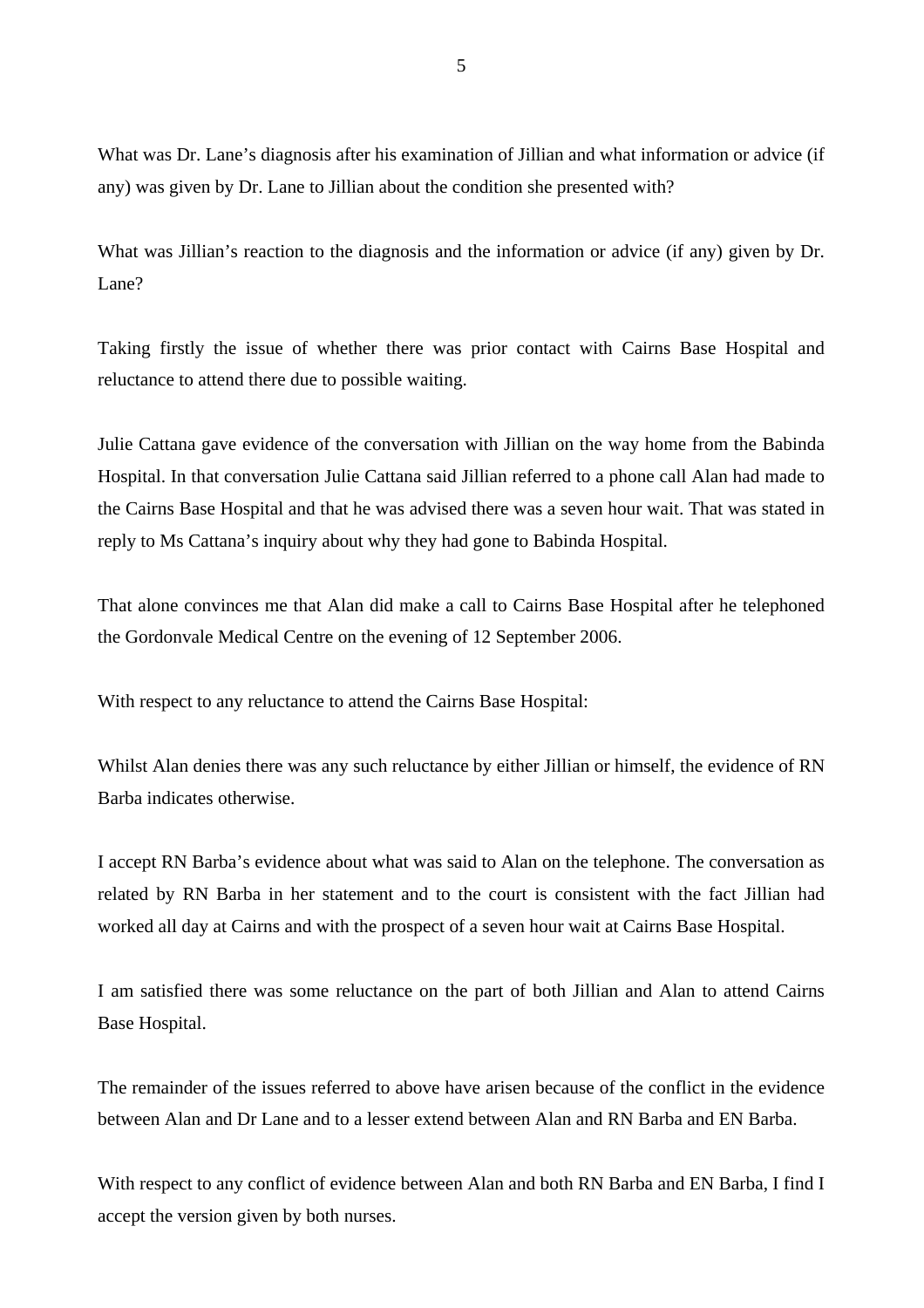What was Dr. Lane's diagnosis after his examination of Jillian and what information or advice (if any) was given by Dr. Lane to Jillian about the condition she presented with?

What was Jillian's reaction to the diagnosis and the information or advice (if any) given by Dr. Lane?

Taking firstly the issue of whether there was prior contact with Cairns Base Hospital and reluctance to attend there due to possible waiting.

Julie Cattana gave evidence of the conversation with Jillian on the way home from the Babinda Hospital. In that conversation Julie Cattana said Jillian referred to a phone call Alan had made to the Cairns Base Hospital and that he was advised there was a seven hour wait. That was stated in reply to Ms Cattana's inquiry about why they had gone to Babinda Hospital.

That alone convinces me that Alan did make a call to Cairns Base Hospital after he telephoned the Gordonvale Medical Centre on the evening of 12 September 2006.

With respect to any reluctance to attend the Cairns Base Hospital:

Whilst Alan denies there was any such reluctance by either Jillian or himself, the evidence of RN Barba indicates otherwise.

I accept RN Barba's evidence about what was said to Alan on the telephone. The conversation as related by RN Barba in her statement and to the court is consistent with the fact Jillian had worked all day at Cairns and with the prospect of a seven hour wait at Cairns Base Hospital.

I am satisfied there was some reluctance on the part of both Jillian and Alan to attend Cairns Base Hospital.

The remainder of the issues referred to above have arisen because of the conflict in the evidence between Alan and Dr Lane and to a lesser extend between Alan and RN Barba and EN Barba.

With respect to any conflict of evidence between Alan and both RN Barba and EN Barba, I find I accept the version given by both nurses.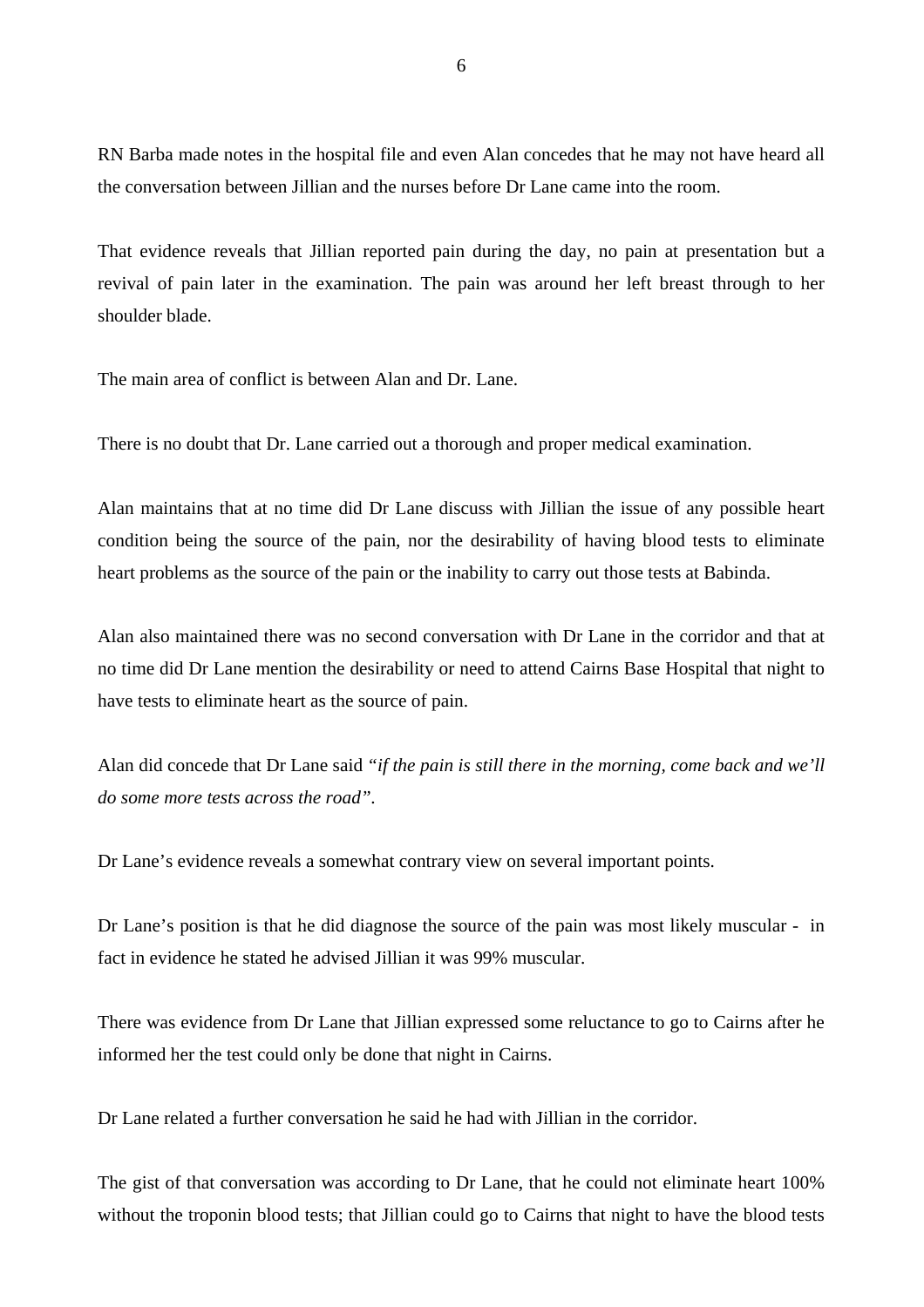RN Barba made notes in the hospital file and even Alan concedes that he may not have heard all the conversation between Jillian and the nurses before Dr Lane came into the room.

That evidence reveals that Jillian reported pain during the day, no pain at presentation but a revival of pain later in the examination. The pain was around her left breast through to her shoulder blade.

The main area of conflict is between Alan and Dr. Lane.

There is no doubt that Dr. Lane carried out a thorough and proper medical examination.

Alan maintains that at no time did Dr Lane discuss with Jillian the issue of any possible heart condition being the source of the pain, nor the desirability of having blood tests to eliminate heart problems as the source of the pain or the inability to carry out those tests at Babinda.

Alan also maintained there was no second conversation with Dr Lane in the corridor and that at no time did Dr Lane mention the desirability or need to attend Cairns Base Hospital that night to have tests to eliminate heart as the source of pain.

Alan did concede that Dr Lane said *"if the pain is still there in the morning, come back and we'll do some more tests across the road"*.

Dr Lane's evidence reveals a somewhat contrary view on several important points.

Dr Lane's position is that he did diagnose the source of the pain was most likely muscular - in fact in evidence he stated he advised Jillian it was 99% muscular.

There was evidence from Dr Lane that Jillian expressed some reluctance to go to Cairns after he informed her the test could only be done that night in Cairns.

Dr Lane related a further conversation he said he had with Jillian in the corridor.

The gist of that conversation was according to Dr Lane, that he could not eliminate heart 100% without the troponin blood tests; that Jillian could go to Cairns that night to have the blood tests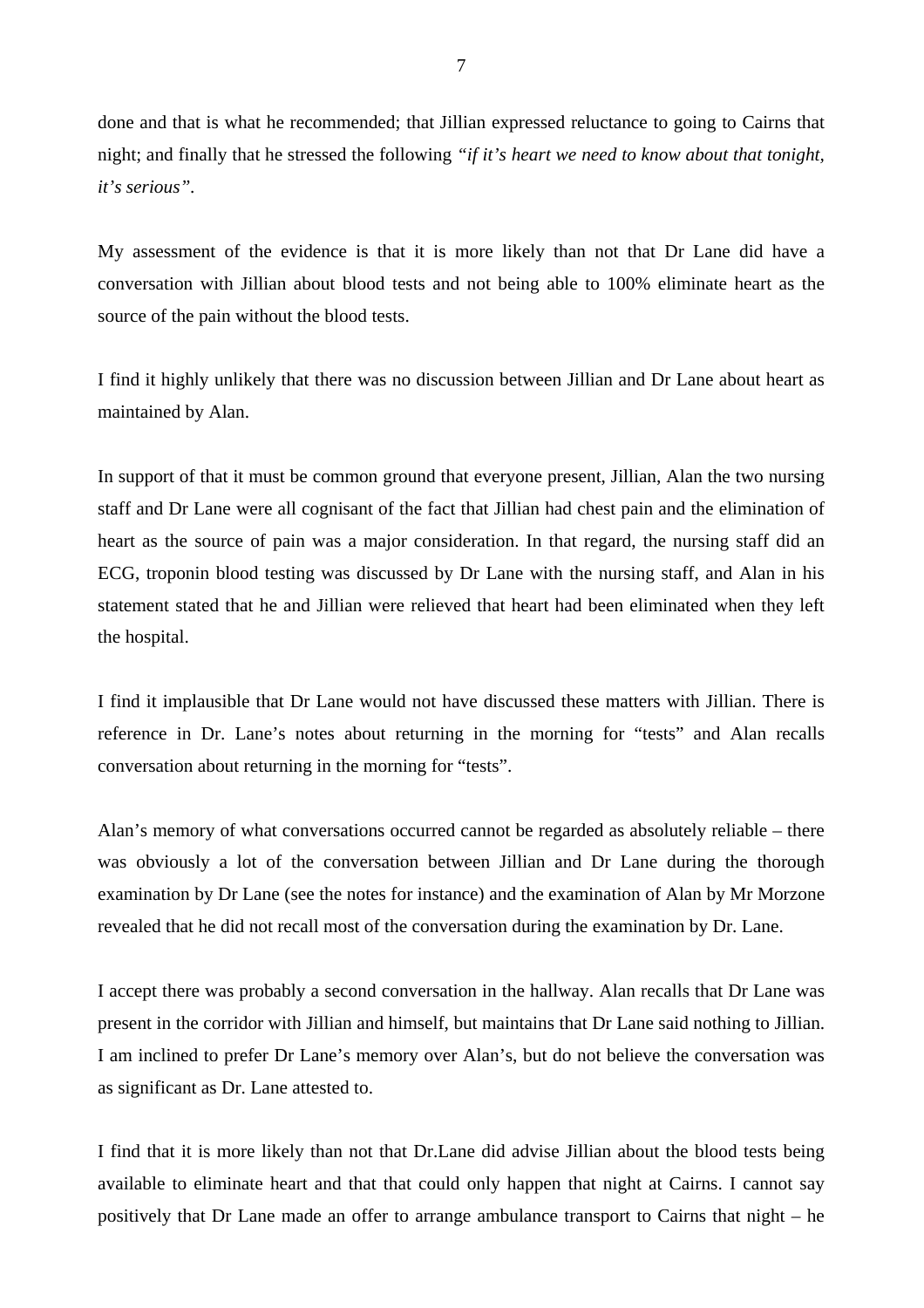done and that is what he recommended; that Jillian expressed reluctance to going to Cairns that night; and finally that he stressed the following *"if it's heart we need to know about that tonight, it's serious"*.

My assessment of the evidence is that it is more likely than not that Dr Lane did have a conversation with Jillian about blood tests and not being able to 100% eliminate heart as the source of the pain without the blood tests.

I find it highly unlikely that there was no discussion between Jillian and Dr Lane about heart as maintained by Alan.

In support of that it must be common ground that everyone present, Jillian, Alan the two nursing staff and Dr Lane were all cognisant of the fact that Jillian had chest pain and the elimination of heart as the source of pain was a major consideration. In that regard, the nursing staff did an ECG, troponin blood testing was discussed by Dr Lane with the nursing staff, and Alan in his statement stated that he and Jillian were relieved that heart had been eliminated when they left the hospital.

I find it implausible that Dr Lane would not have discussed these matters with Jillian. There is reference in Dr. Lane's notes about returning in the morning for "tests" and Alan recalls conversation about returning in the morning for "tests".

Alan's memory of what conversations occurred cannot be regarded as absolutely reliable – there was obviously a lot of the conversation between Jillian and Dr Lane during the thorough examination by Dr Lane (see the notes for instance) and the examination of Alan by Mr Morzone revealed that he did not recall most of the conversation during the examination by Dr. Lane.

I accept there was probably a second conversation in the hallway. Alan recalls that Dr Lane was present in the corridor with Jillian and himself, but maintains that Dr Lane said nothing to Jillian. I am inclined to prefer Dr Lane's memory over Alan's, but do not believe the conversation was as significant as Dr. Lane attested to.

I find that it is more likely than not that Dr.Lane did advise Jillian about the blood tests being available to eliminate heart and that that could only happen that night at Cairns. I cannot say positively that Dr Lane made an offer to arrange ambulance transport to Cairns that night – he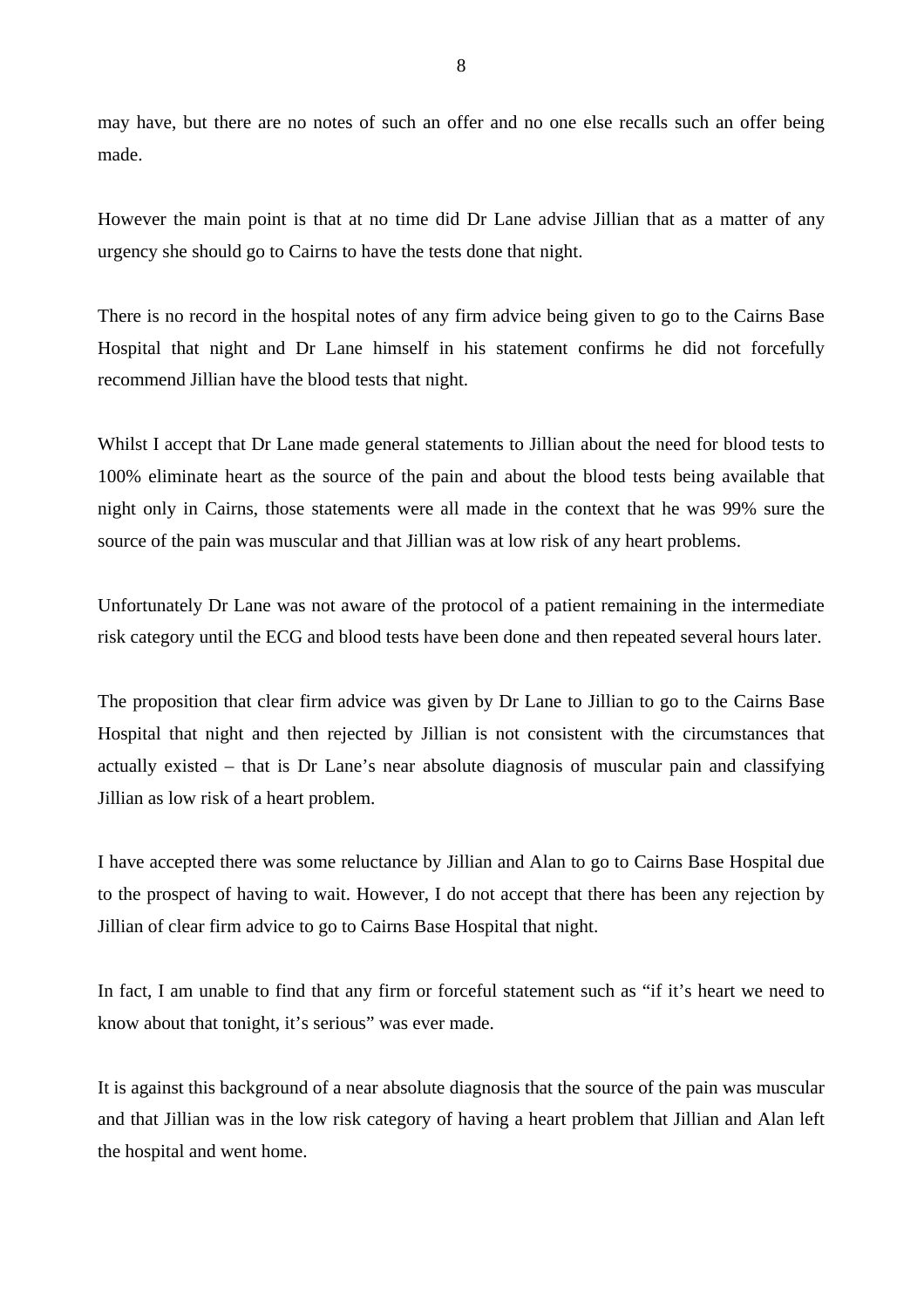may have, but there are no notes of such an offer and no one else recalls such an offer being made.

However the main point is that at no time did Dr Lane advise Jillian that as a matter of any urgency she should go to Cairns to have the tests done that night.

There is no record in the hospital notes of any firm advice being given to go to the Cairns Base Hospital that night and Dr Lane himself in his statement confirms he did not forcefully recommend Jillian have the blood tests that night.

Whilst I accept that Dr Lane made general statements to Jillian about the need for blood tests to 100% eliminate heart as the source of the pain and about the blood tests being available that night only in Cairns, those statements were all made in the context that he was 99% sure the source of the pain was muscular and that Jillian was at low risk of any heart problems.

Unfortunately Dr Lane was not aware of the protocol of a patient remaining in the intermediate risk category until the ECG and blood tests have been done and then repeated several hours later.

The proposition that clear firm advice was given by Dr Lane to Jillian to go to the Cairns Base Hospital that night and then rejected by Jillian is not consistent with the circumstances that actually existed – that is Dr Lane's near absolute diagnosis of muscular pain and classifying Jillian as low risk of a heart problem.

I have accepted there was some reluctance by Jillian and Alan to go to Cairns Base Hospital due to the prospect of having to wait. However, I do not accept that there has been any rejection by Jillian of clear firm advice to go to Cairns Base Hospital that night.

In fact, I am unable to find that any firm or forceful statement such as "if it's heart we need to know about that tonight, it's serious" was ever made.

It is against this background of a near absolute diagnosis that the source of the pain was muscular and that Jillian was in the low risk category of having a heart problem that Jillian and Alan left the hospital and went home.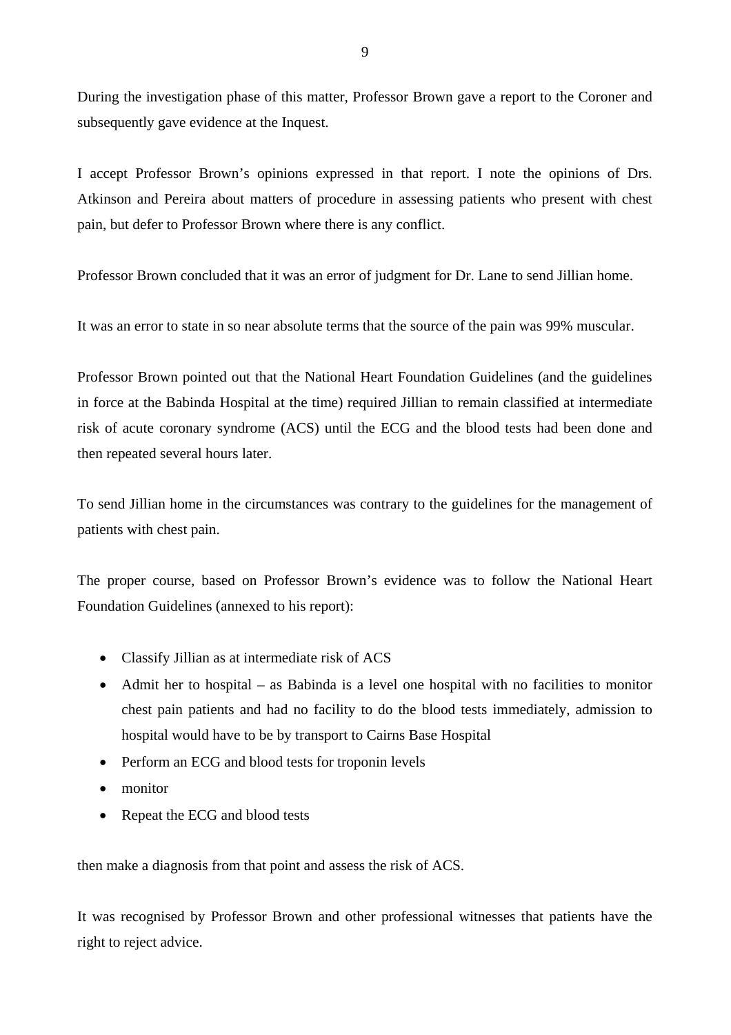During the investigation phase of this matter, Professor Brown gave a report to the Coroner and subsequently gave evidence at the Inquest.

I accept Professor Brown's opinions expressed in that report. I note the opinions of Drs. Atkinson and Pereira about matters of procedure in assessing patients who present with chest pain, but defer to Professor Brown where there is any conflict.

Professor Brown concluded that it was an error of judgment for Dr. Lane to send Jillian home.

It was an error to state in so near absolute terms that the source of the pain was 99% muscular.

Professor Brown pointed out that the National Heart Foundation Guidelines (and the guidelines in force at the Babinda Hospital at the time) required Jillian to remain classified at intermediate risk of acute coronary syndrome (ACS) until the ECG and the blood tests had been done and then repeated several hours later.

To send Jillian home in the circumstances was contrary to the guidelines for the management of patients with chest pain.

The proper course, based on Professor Brown's evidence was to follow the National Heart Foundation Guidelines (annexed to his report):

- Classify Jillian as at intermediate risk of ACS
- Admit her to hospital – as Babinda is a level one hospital with no facilities to monitor chest pain patients and had no facility to do the blood tests immediately, admission to hospital would have to be by transport to Cairns Base Hospital
- Perform an ECG and blood tests for troponin levels
- monitor
- Repeat the ECG and blood tests

then make a diagnosis from that point and assess the risk of ACS.

It was recognised by Professor Brown and other professional witnesses that patients have the right to reject advice.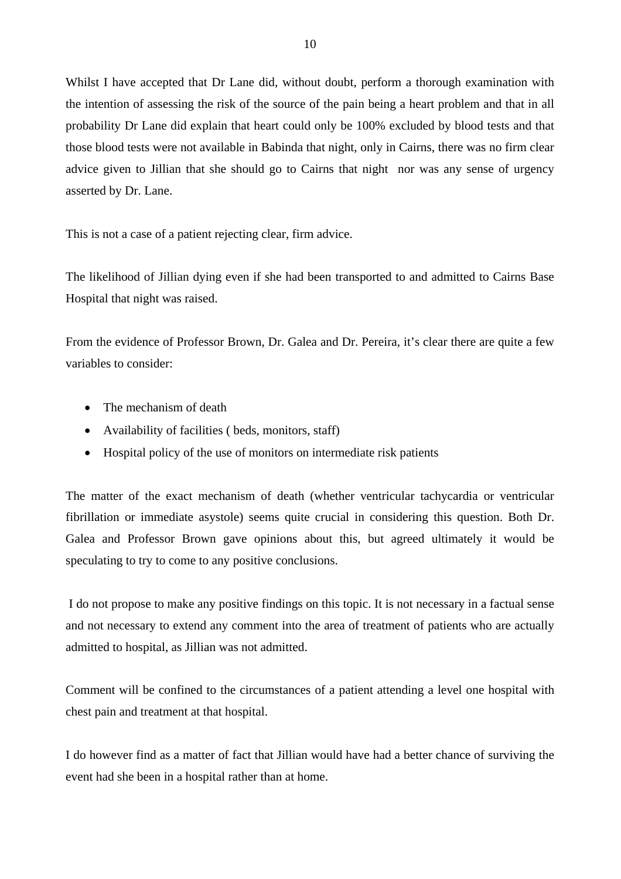Whilst I have accepted that Dr Lane did, without doubt, perform a thorough examination with the intention of assessing the risk of the source of the pain being a heart problem and that in all probability Dr Lane did explain that heart could only be 100% excluded by blood tests and that those blood tests were not available in Babinda that night, only in Cairns, there was no firm clear advice given to Jillian that she should go to Cairns that night nor was any sense of urgency asserted by Dr. Lane.

This is not a case of a patient rejecting clear, firm advice.

The likelihood of Jillian dying even if she had been transported to and admitted to Cairns Base Hospital that night was raised.

From the evidence of Professor Brown, Dr. Galea and Dr. Pereira, it's clear there are quite a few variables to consider:

- The mechanism of death
- Availability of facilities ( beds, monitors, staff)
- Hospital policy of the use of monitors on intermediate risk patients

The matter of the exact mechanism of death (whether ventricular tachycardia or ventricular fibrillation or immediate asystole) seems quite crucial in considering this question. Both Dr. Galea and Professor Brown gave opinions about this, but agreed ultimately it would be speculating to try to come to any positive conclusions.

I do not propose to make any positive findings on this topic. It is not necessary in a factual sense and not necessary to extend any comment into the area of treatment of patients who are actually admitted to hospital, as Jillian was not admitted.

Comment will be confined to the circumstances of a patient attending a level one hospital with chest pain and treatment at that hospital.

I do however find as a matter of fact that Jillian would have had a better chance of surviving the event had she been in a hospital rather than at home.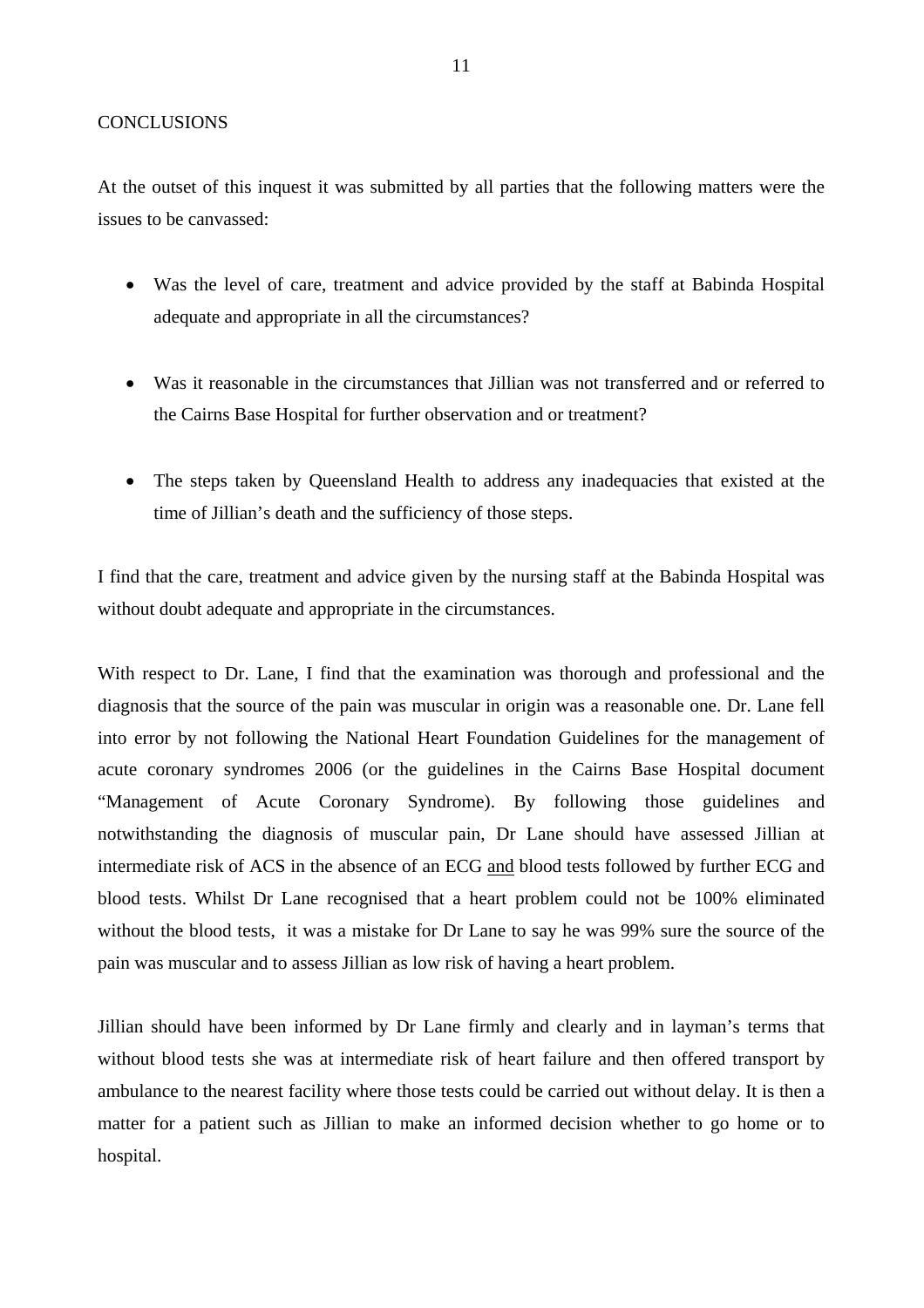## CONCLUSIONS

At the outset of this inquest it was submitted by all parties that the following matters were the issues to be canvassed:

- Was the level of care, treatment and advice provided by the staff at Babinda Hospital adequate and appropriate in all the circumstances?
- Was it reasonable in the circumstances that Jillian was not transferred and or referred to the Cairns Base Hospital for further observation and or treatment?
- The steps taken by Queensland Health to address any inadequacies that existed at the time of Jillian's death and the sufficiency of those steps.

I find that the care, treatment and advice given by the nursing staff at the Babinda Hospital was without doubt adequate and appropriate in the circumstances.

With respect to Dr. Lane, I find that the examination was thorough and professional and the diagnosis that the source of the pain was muscular in origin was a reasonable one. Dr. Lane fell into error by not following the National Heart Foundation Guidelines for the management of acute coronary syndromes 2006 (or the guidelines in the Cairns Base Hospital document "Management of Acute Coronary Syndrome). By following those guidelines and notwithstanding the diagnosis of muscular pain, Dr Lane should have assessed Jillian at intermediate risk of ACS in the absence of an ECG <u>and</u> blood tests followed by further ECG and blood tests. Whilst Dr Lane recognised that a heart problem could not be 100% eliminated without the blood tests, it was a mistake for Dr Lane to say he was 99% sure the source of the pain was muscular and to assess Jillian as low risk of having a heart problem.

Jillian should have been informed by Dr Lane firmly and clearly and in layman's terms that without blood tests she was at intermediate risk of heart failure and then offered transport by ambulance to the nearest facility where those tests could be carried out without delay. It is then a matter for a patient such as Jillian to make an informed decision whether to go home or to hospital.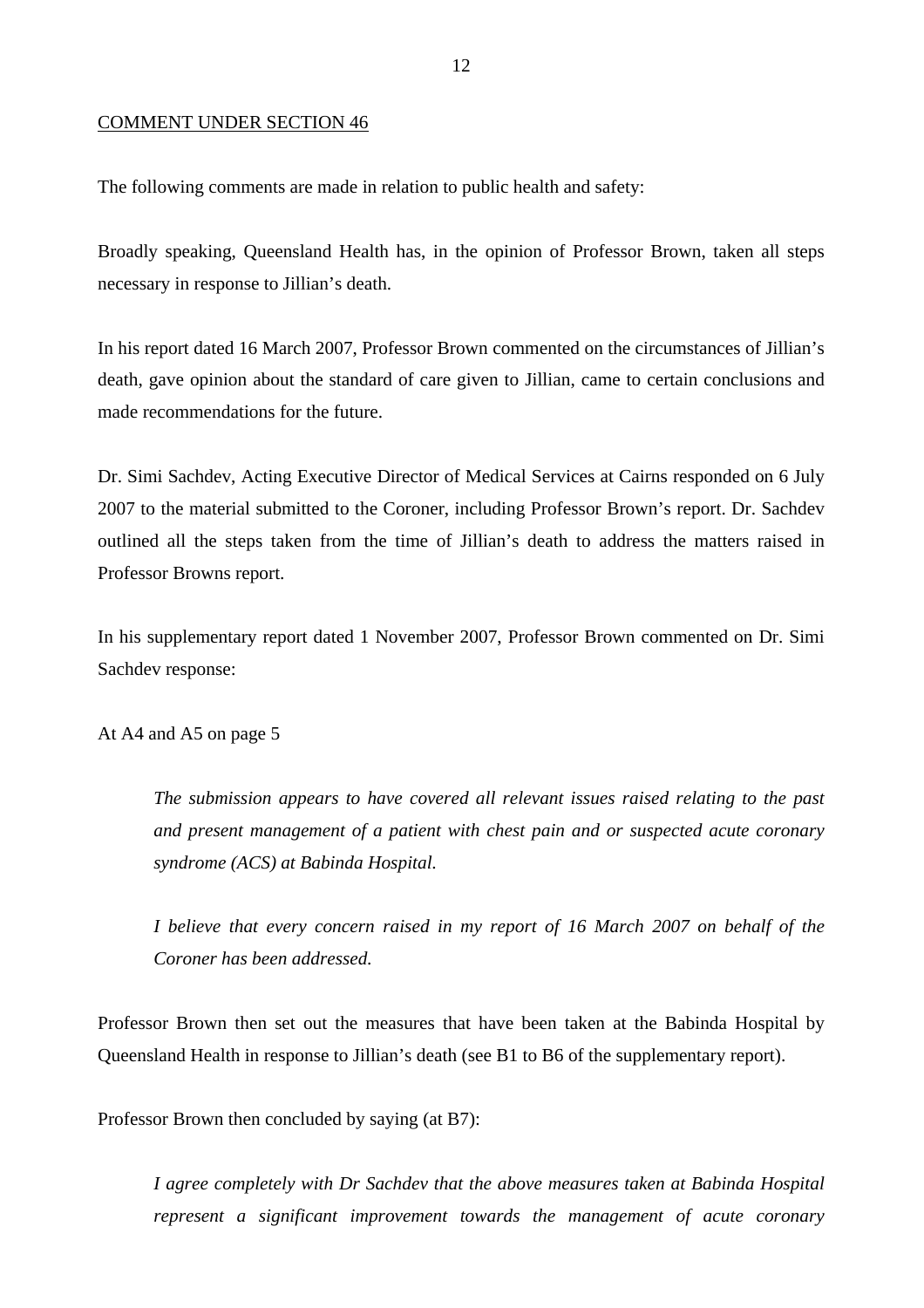COMMENT UNDER SECTION 46

The following comments are made in relation to public health and safety:

Broadly speaking, Queensland Health has, in the opinion of Professor Brown, taken all steps necessary in response to Jillian's death.

In his report dated 16 March 2007, Professor Brown commented on the circumstances of Jillian's death, gave opinion about the standard of care given to Jillian, came to certain conclusions and made recommendations for the future.

Dr. Simi Sachdev, Acting Executive Director of Medical Services at Cairns responded on 6 July 2007 to the material submitted to the Coroner, including Professor Brown's report. Dr. Sachdev outlined all the steps taken from the time of Jillian's death to address the matters raised in Professor Browns report.

In his supplementary report dated 1 November 2007, Professor Brown commented on Dr. Simi Sachdev response:

At A4 and A5 on page 5

> *The submission appears to have covered all relevant issues raised relating to the past and present management of a patient with chest pain and or suspected acute coronary syndrome (ACS) at Babinda Hospital.*
>
> *I believe that every concern raised in my report of 16 March 2007 on behalf of the Coroner has been addressed.*

Professor Brown then set out the measures that have been taken at the Babinda Hospital by Queensland Health in response to Jillian's death (see B1 to B6 of the supplementary report).

Professor Brown then concluded by saying (at B7):

> *I agree completely with Dr Sachdev that the above measures taken at Babinda Hospital represent a significant improvement towards the management of acute coronary*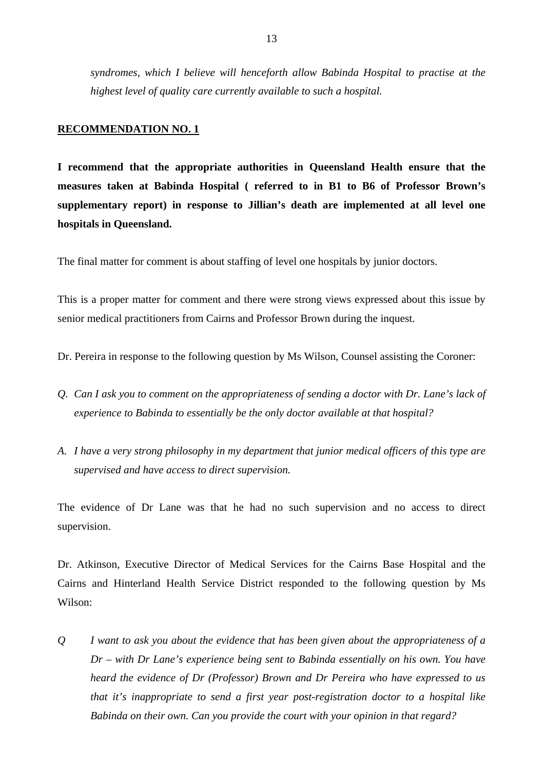*syndromes, which I believe will henceforth allow Babinda Hospital to practise at the highest level of quality care currently available to such a hospital.*

**RECOMMENDATION NO. 1**

**I recommend that the appropriate authorities in Queensland Health ensure that the measures taken at Babinda Hospital ( referred to in B1 to B6 of Professor Brown's supplementary report) in response to Jillian's death are implemented at all level one hospitals in Queensland.**

The final matter for comment is about staffing of level one hospitals by junior doctors.

This is a proper matter for comment and there were strong views expressed about this issue by senior medical practitioners from Cairns and Professor Brown during the inquest.

Dr. Pereira in response to the following question by Ms Wilson, Counsel assisting the Coroner:

*Q. Can I ask you to comment on the appropriateness of sending a doctor with Dr. Lane's lack of experience to Babinda to essentially be the only doctor available at that hospital?*

*A. I have a very strong philosophy in my department that junior medical officers of this type are supervised and have access to direct supervision.*

The evidence of Dr Lane was that he had no such supervision and no access to direct supervision.

Dr. Atkinson, Executive Director of Medical Services for the Cairns Base Hospital and the Cairns and Hinterland Health Service District responded to the following question by Ms Wilson:

*Q I want to ask you about the evidence that has been given about the appropriateness of a Dr – with Dr Lane's experience being sent to Babinda essentially on his own. You have heard the evidence of Dr (Professor) Brown and Dr Pereira who have expressed to us that it's inappropriate to send a first year post-registration doctor to a hospital like Babinda on their own. Can you provide the court with your opinion in that regard?*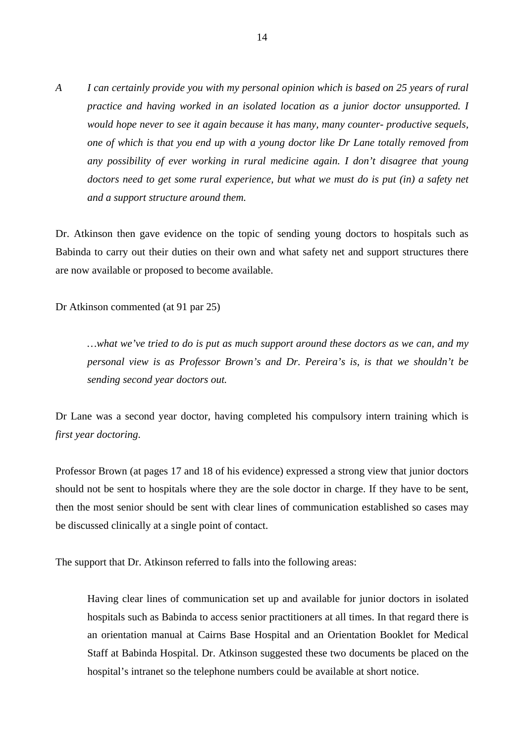A *I can certainly provide you with my personal opinion which is based on 25 years of rural practice and having worked in an isolated location as a junior doctor unsupported. I would hope never to see it again because it has many, many counter- productive sequels, one of which is that you end up with a young doctor like Dr Lane totally removed from any possibility of ever working in rural medicine again. I don't disagree that young doctors need to get some rural experience, but what we must do is put (in) a safety net and a support structure around them.*

Dr. Atkinson then gave evidence on the topic of sending young doctors to hospitals such as Babinda to carry out their duties on their own and what safety net and support structures there are now available or proposed to become available.

Dr Atkinson commented (at 91 par 25)

> *…what we've tried to do is put as much support around these doctors as we can, and my personal view is as Professor Brown's and Dr. Pereira's is, is that we shouldn't be sending second year doctors out.*

Dr Lane was a second year doctor, having completed his compulsory intern training which is *first year doctoring*.

Professor Brown (at pages 17 and 18 of his evidence) expressed a strong view that junior doctors should not be sent to hospitals where they are the sole doctor in charge. If they have to be sent, then the most senior should be sent with clear lines of communication established so cases may be discussed clinically at a single point of contact.

The support that Dr. Atkinson referred to falls into the following areas:

> Having clear lines of communication set up and available for junior doctors in isolated hospitals such as Babinda to access senior practitioners at all times. In that regard there is an orientation manual at Cairns Base Hospital and an Orientation Booklet for Medical Staff at Babinda Hospital. Dr. Atkinson suggested these two documents be placed on the hospital's intranet so the telephone numbers could be available at short notice.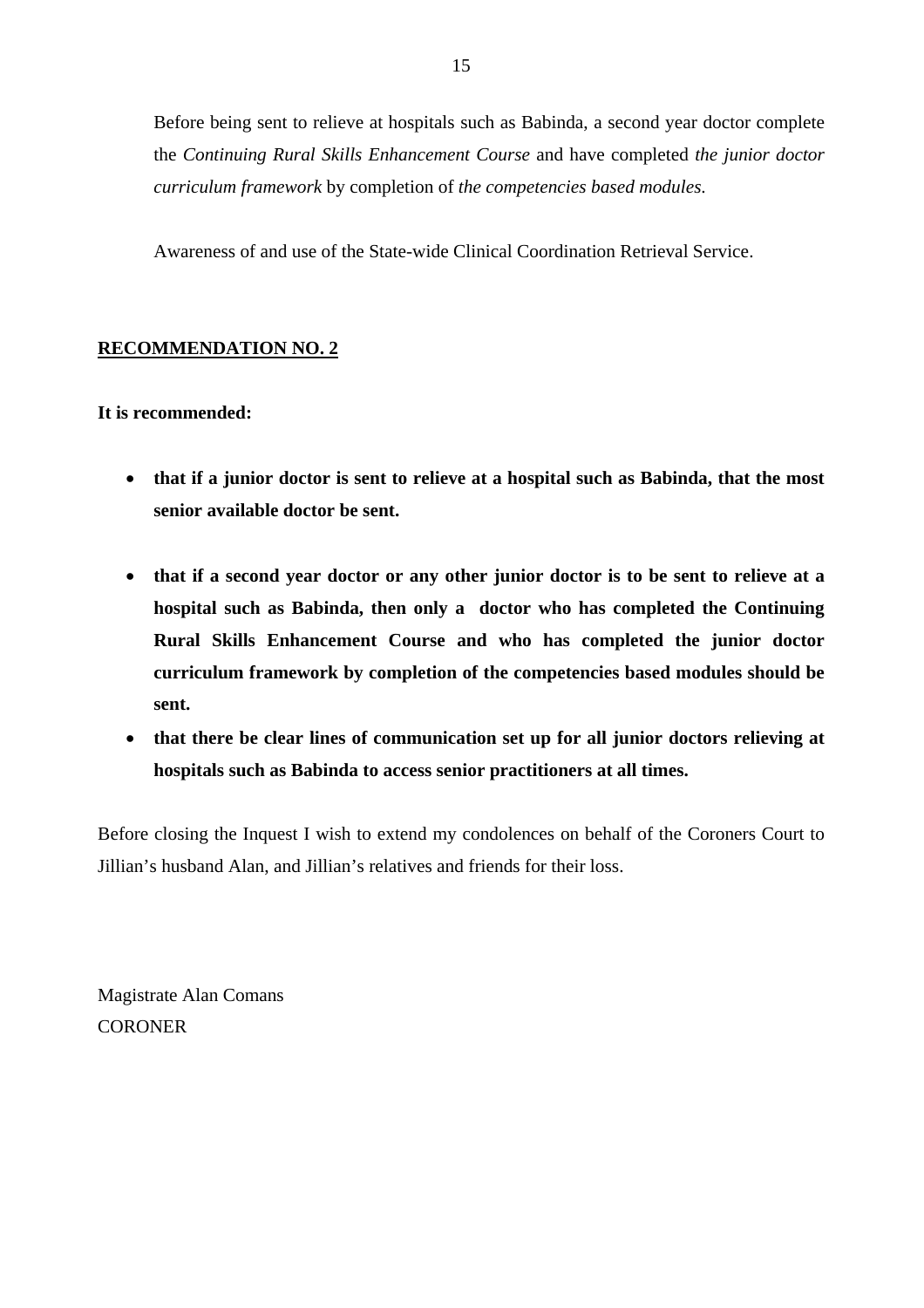Before being sent to relieve at hospitals such as Babinda, a second year doctor complete the *Continuing Rural Skills Enhancement Course* and have completed *the junior doctor curriculum framework* by completion of *the competencies based modules.*

Awareness of and use of the State-wide Clinical Coordination Retrieval Service.

**RECOMMENDATION NO. 2**

**It is recommended:**

- **that if a junior doctor is sent to relieve at a hospital such as Babinda, that the most senior available doctor be sent.**
- **that if a second year doctor or any other junior doctor is to be sent to relieve at a hospital such as Babinda, then only a doctor who has completed the Continuing Rural Skills Enhancement Course and who has completed the junior doctor curriculum framework by completion of the competencies based modules should be sent.**
- **that there be clear lines of communication set up for all junior doctors relieving at hospitals such as Babinda to access senior practitioners at all times.**

Before closing the Inquest I wish to extend my condolences on behalf of the Coroners Court to Jillian's husband Alan, and Jillian's relatives and friends for their loss.

Magistrate Alan Comans
CORONER